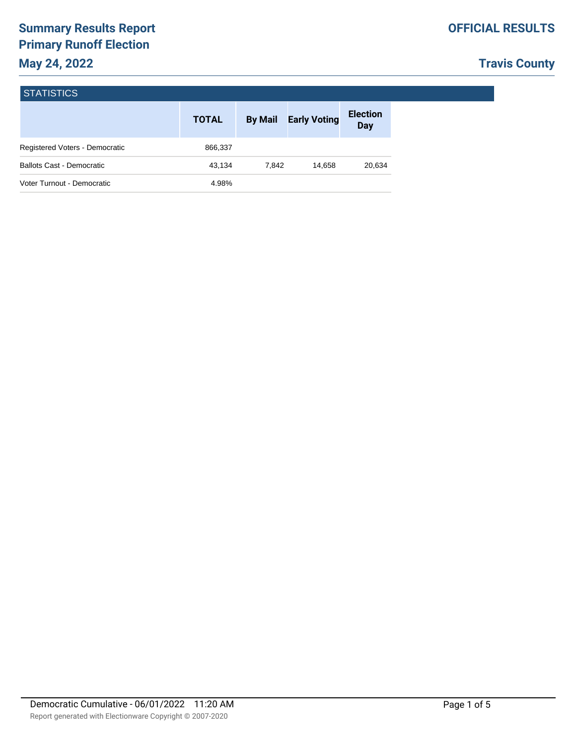# Summary Results Report
# Primary Runoff Election
# May 24, 2022

**OFFICIAL RESULTS**

**Travis County**

## STATISTICS

| | TOTAL | By Mail | Early Voting | Election Day |
|---|---|---|---|---|
| Registered Voters - Democratic | 866,337 | | | |
| Ballots Cast - Democratic | 43,134 | 7,842 | 14,658 | 20,634 |
| Voter Turnout - Democratic | 4.98% | | | |

Democratic Cumulative - 06/01/2022 11:20 AM

Report generated with Electionware Copyright © 2007-2020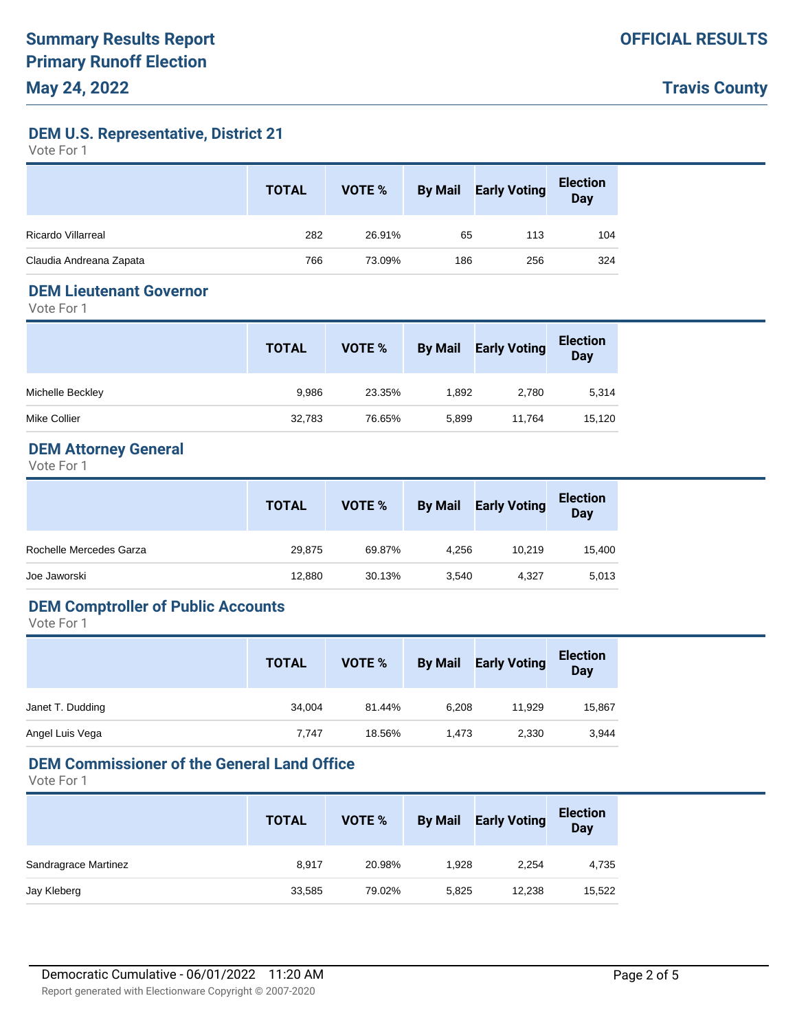# Summary Results Report
## Primary Runoff Election
## May 24, 2022

**OFFICIAL RESULTS**

**Travis County**

### DEM U.S. Representative, District 21
Vote For 1

| | TOTAL | VOTE % | By Mail | Early Voting | Election Day |
|---|---|---|---|---|---|
| Ricardo Villarreal | 282 | 26.91% | 65 | 113 | 104 |
| Claudia Andreana Zapata | 766 | 73.09% | 186 | 256 | 324 |

### DEM Lieutenant Governor
Vote For 1

| | TOTAL | VOTE % | By Mail | Early Voting | Election Day |
|---|---|---|---|---|---|
| Michelle Beckley | 9,986 | 23.35% | 1,892 | 2,780 | 5,314 |
| Mike Collier | 32,783 | 76.65% | 5,899 | 11,764 | 15,120 |

### DEM Attorney General
Vote For 1

| | TOTAL | VOTE % | By Mail | Early Voting | Election Day |
|---|---|---|---|---|---|
| Rochelle Mercedes Garza | 29,875 | 69.87% | 4,256 | 10,219 | 15,400 |
| Joe Jaworski | 12,880 | 30.13% | 3,540 | 4,327 | 5,013 |

### DEM Comptroller of Public Accounts
Vote For 1

| | TOTAL | VOTE % | By Mail | Early Voting | Election Day |
|---|---|---|---|---|---|
| Janet T. Dudding | 34,004 | 81.44% | 6,208 | 11,929 | 15,867 |
| Angel Luis Vega | 7,747 | 18.56% | 1,473 | 2,330 | 3,944 |

### DEM Commissioner of the General Land Office
Vote For 1

| | TOTAL | VOTE % | By Mail | Early Voting | Election Day |
|---|---|---|---|---|---|
| Sandragrace Martinez | 8,917 | 20.98% | 1,928 | 2,254 | 4,735 |
| Jay Kleberg | 33,585 | 79.02% | 5,825 | 12,238 | 15,522 |

Democratic Cumulative - 06/01/2022 11:20 AM

Report generated with Electionware Copyright © 2007-2020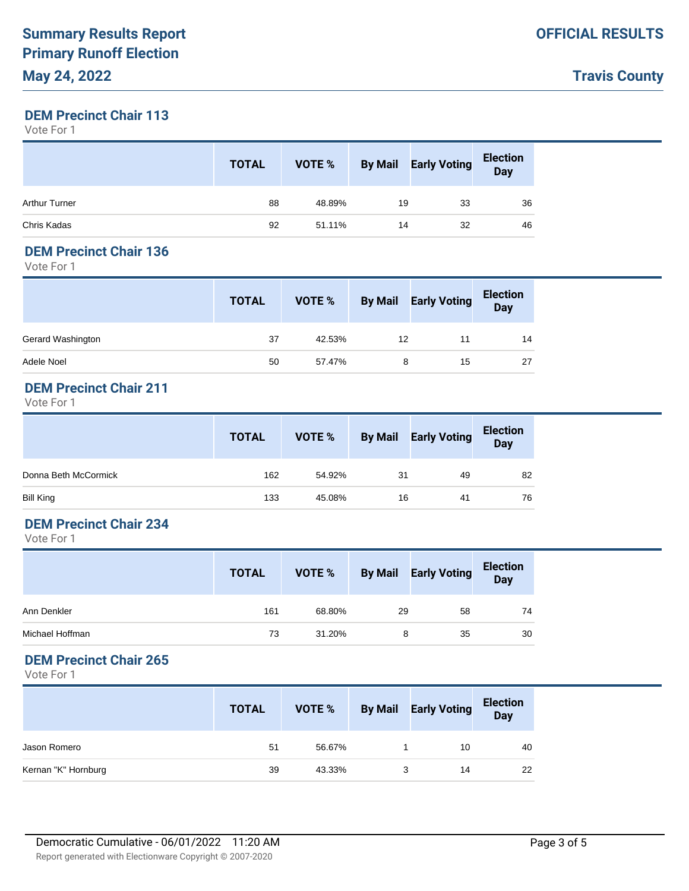# Summary Results Report
# Primary Runoff Election
# May 24, 2022

**OFFICIAL RESULTS**

**Travis County**

## DEM Precinct Chair 113

Vote For 1

| | TOTAL | VOTE % | By Mail | Early Voting | Election Day |
|---|---|---|---|---|---|
| Arthur Turner | 88 | 48.89% | 19 | 33 | 36 |
| Chris Kadas | 92 | 51.11% | 14 | 32 | 46 |

## DEM Precinct Chair 136

Vote For 1

| | TOTAL | VOTE % | By Mail | Early Voting | Election Day |
|---|---|---|---|---|---|
| Gerard Washington | 37 | 42.53% | 12 | 11 | 14 |
| Adele Noel | 50 | 57.47% | 8 | 15 | 27 |

## DEM Precinct Chair 211

Vote For 1

| | TOTAL | VOTE % | By Mail | Early Voting | Election Day |
|---|---|---|---|---|---|
| Donna Beth McCormick | 162 | 54.92% | 31 | 49 | 82 |
| Bill King | 133 | 45.08% | 16 | 41 | 76 |

## DEM Precinct Chair 234

Vote For 1

| | TOTAL | VOTE % | By Mail | Early Voting | Election Day |
|---|---|---|---|---|---|
| Ann Denkler | 161 | 68.80% | 29 | 58 | 74 |
| Michael Hoffman | 73 | 31.20% | 8 | 35 | 30 |

## DEM Precinct Chair 265

Vote For 1

| | TOTAL | VOTE % | By Mail | Early Voting | Election Day |
|---|---|---|---|---|---|
| Jason Romero | 51 | 56.67% | 1 | 10 | 40 |
| Kernan "K" Hornburg | 39 | 43.33% | 3 | 14 | 22 |

Democratic Cumulative - 06/01/2022 11:20 AM

Report generated with Electionware Copyright © 2007-2020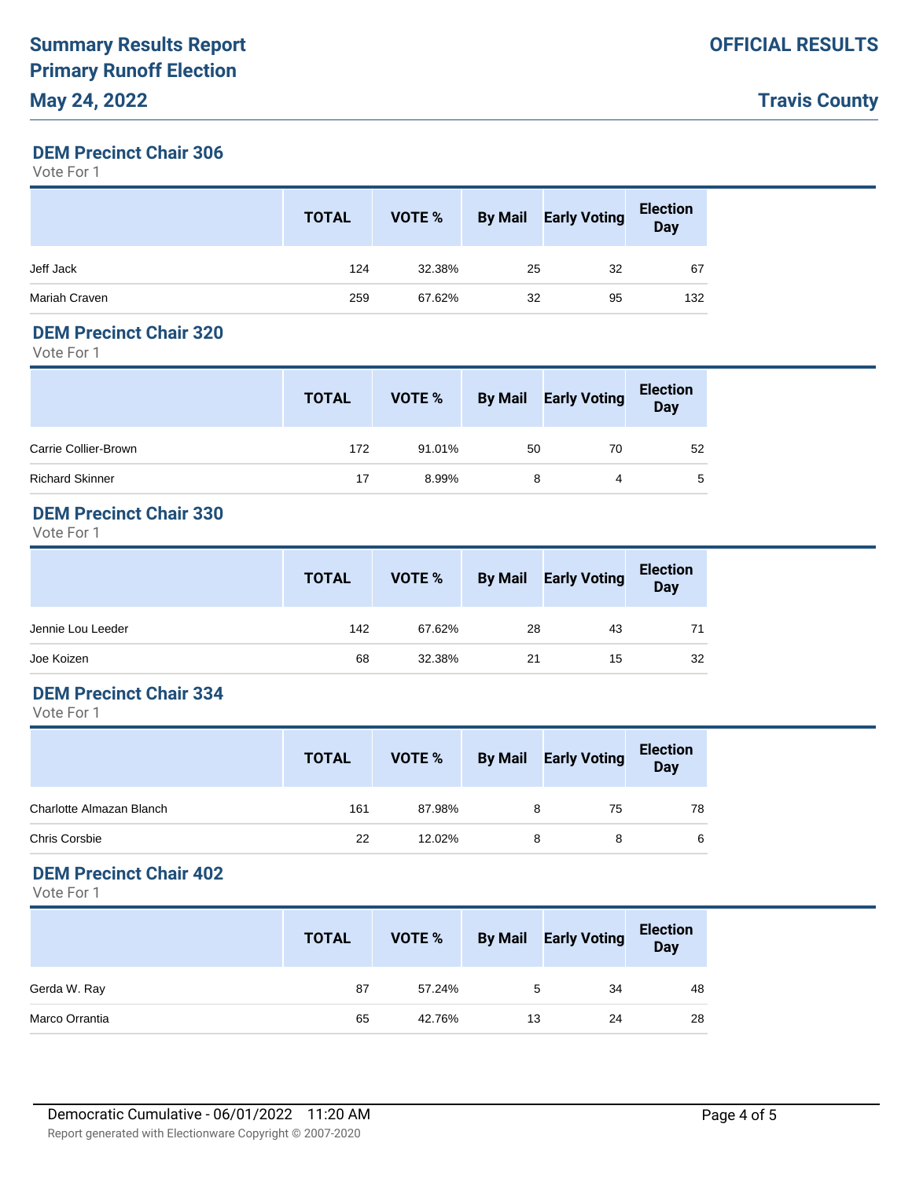# Summary Results Report
# Primary Runoff Election
## May 24, 2022

**OFFICIAL RESULTS**

**Travis County**

### DEM Precinct Chair 306

Vote For 1

| | TOTAL | VOTE % | By Mail | Early Voting | Election Day |
|---|---|---|---|---|---|
| Jeff Jack | 124 | 32.38% | 25 | 32 | 67 |
| Mariah Craven | 259 | 67.62% | 32 | 95 | 132 |

### DEM Precinct Chair 320

Vote For 1

| | TOTAL | VOTE % | By Mail | Early Voting | Election Day |
|---|---|---|---|---|---|
| Carrie Collier-Brown | 172 | 91.01% | 50 | 70 | 52 |
| Richard Skinner | 17 | 8.99% | 8 | 4 | 5 |

### DEM Precinct Chair 330

Vote For 1

| | TOTAL | VOTE % | By Mail | Early Voting | Election Day |
|---|---|---|---|---|---|
| Jennie Lou Leeder | 142 | 67.62% | 28 | 43 | 71 |
| Joe Koizen | 68 | 32.38% | 21 | 15 | 32 |

### DEM Precinct Chair 334

Vote For 1

| | TOTAL | VOTE % | By Mail | Early Voting | Election Day |
|---|---|---|---|---|---|
| Charlotte Almazan Blanch | 161 | 87.98% | 8 | 75 | 78 |
| Chris Corsbie | 22 | 12.02% | 8 | 8 | 6 |

### DEM Precinct Chair 402

Vote For 1

| | TOTAL | VOTE % | By Mail | Early Voting | Election Day |
|---|---|---|---|---|---|
| Gerda W. Ray | 87 | 57.24% | 5 | 34 | 48 |
| Marco Orrantia | 65 | 42.76% | 13 | 24 | 28 |

Democratic Cumulative - 06/01/2022 11:20 AM

Report generated with Electionware Copyright © 2007-2020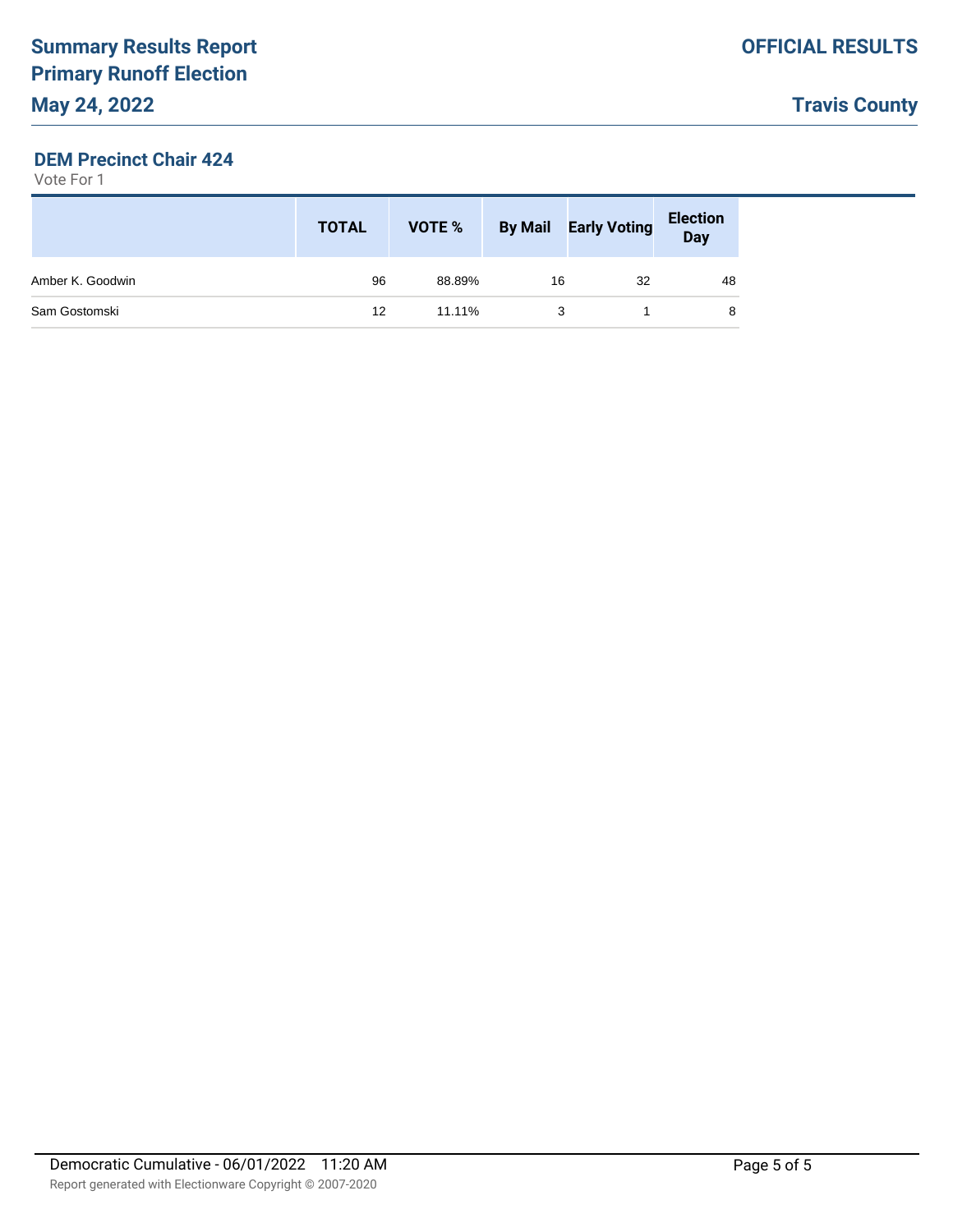## DEM Precinct Chair 424

Vote For 1

| | TOTAL | VOTE % | By Mail | Early Voting | Election Day |
|---|---|---|---|---|---|
| Amber K. Goodwin | 96 | 88.89% | 16 | 32 | 48 |
| Sam Gostomski | 12 | 11.11% | 3 | 1 | 8 |